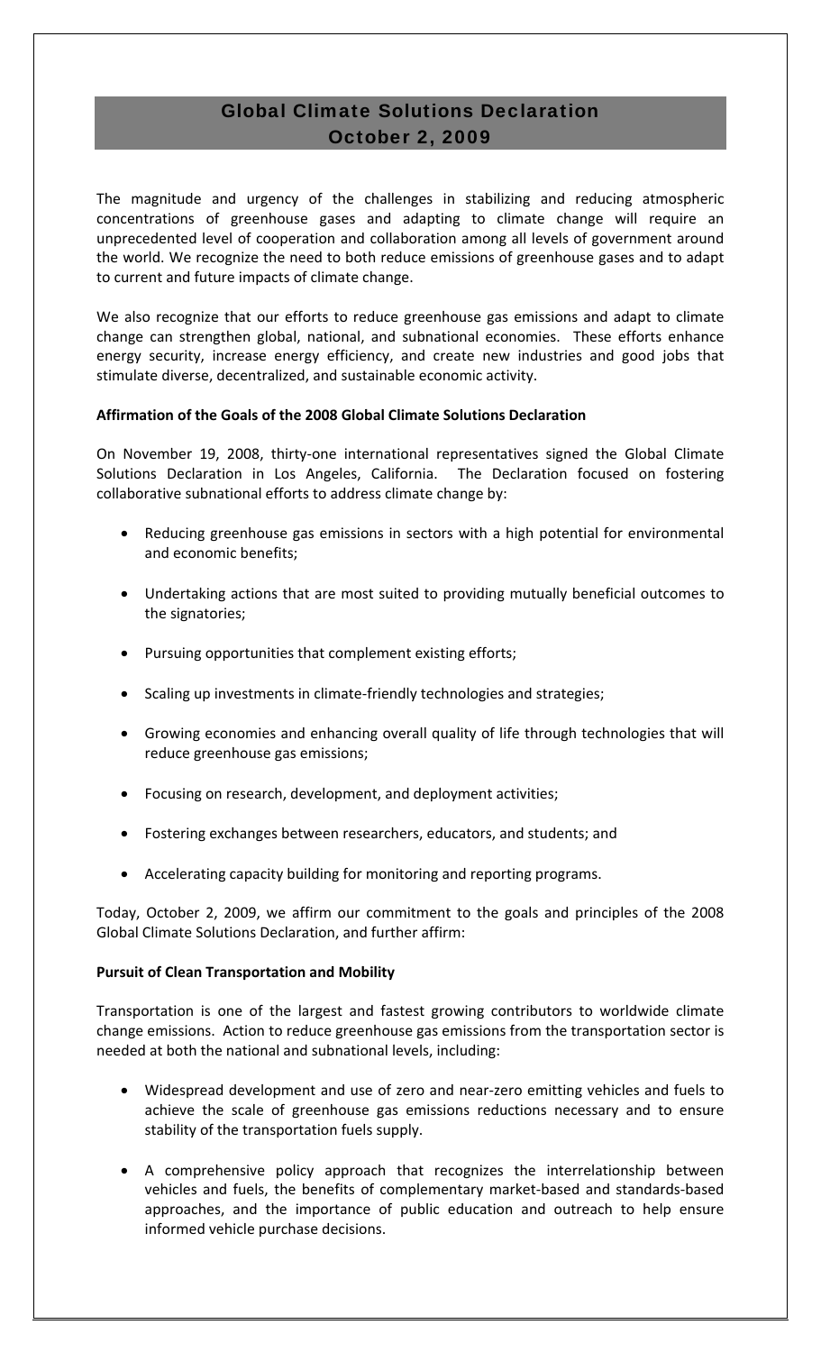# Global Climate Solutions Declaration
## October 2, 2009

The magnitude and urgency of the challenges in stabilizing and reducing atmospheric concentrations of greenhouse gases and adapting to climate change will require an unprecedented level of cooperation and collaboration among all levels of government around the world. We recognize the need to both reduce emissions of greenhouse gases and to adapt to current and future impacts of climate change.

We also recognize that our efforts to reduce greenhouse gas emissions and adapt to climate change can strengthen global, national, and subnational economies. These efforts enhance energy security, increase energy efficiency, and create new industries and good jobs that stimulate diverse, decentralized, and sustainable economic activity.

**Affirmation of the Goals of the 2008 Global Climate Solutions Declaration**

On November 19, 2008, thirty-one international representatives signed the Global Climate Solutions Declaration in Los Angeles, California. The Declaration focused on fostering collaborative subnational efforts to address climate change by:

- Reducing greenhouse gas emissions in sectors with a high potential for environmental and economic benefits;
- Undertaking actions that are most suited to providing mutually beneficial outcomes to the signatories;
- Pursuing opportunities that complement existing efforts;
- Scaling up investments in climate-friendly technologies and strategies;
- Growing economies and enhancing overall quality of life through technologies that will reduce greenhouse gas emissions;
- Focusing on research, development, and deployment activities;
- Fostering exchanges between researchers, educators, and students; and
- Accelerating capacity building for monitoring and reporting programs.

Today, October 2, 2009, we affirm our commitment to the goals and principles of the 2008 Global Climate Solutions Declaration, and further affirm:

**Pursuit of Clean Transportation and Mobility**

Transportation is one of the largest and fastest growing contributors to worldwide climate change emissions. Action to reduce greenhouse gas emissions from the transportation sector is needed at both the national and subnational levels, including:

- Widespread development and use of zero and near-zero emitting vehicles and fuels to achieve the scale of greenhouse gas emissions reductions necessary and to ensure stability of the transportation fuels supply.
- A comprehensive policy approach that recognizes the interrelationship between vehicles and fuels, the benefits of complementary market-based and standards-based approaches, and the importance of public education and outreach to help ensure informed vehicle purchase decisions.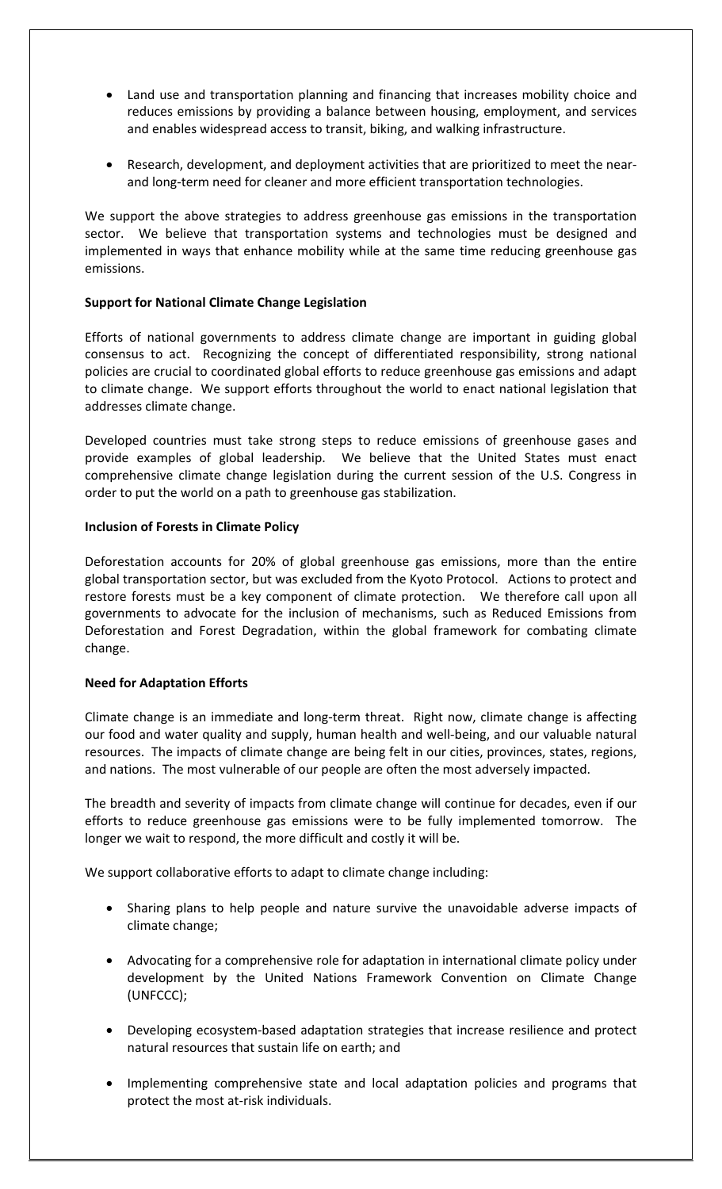- Land use and transportation planning and financing that increases mobility choice and reduces emissions by providing a balance between housing, employment, and services and enables widespread access to transit, biking, and walking infrastructure.

- Research, development, and deployment activities that are prioritized to meet the near- and long-term need for cleaner and more efficient transportation technologies.

We support the above strategies to address greenhouse gas emissions in the transportation sector. We believe that transportation systems and technologies must be designed and implemented in ways that enhance mobility while at the same time reducing greenhouse gas emissions.

**Support for National Climate Change Legislation**

Efforts of national governments to address climate change are important in guiding global consensus to act. Recognizing the concept of differentiated responsibility, strong national policies are crucial to coordinated global efforts to reduce greenhouse gas emissions and adapt to climate change. We support efforts throughout the world to enact national legislation that addresses climate change.

Developed countries must take strong steps to reduce emissions of greenhouse gases and provide examples of global leadership. We believe that the United States must enact comprehensive climate change legislation during the current session of the U.S. Congress in order to put the world on a path to greenhouse gas stabilization.

**Inclusion of Forests in Climate Policy**

Deforestation accounts for 20% of global greenhouse gas emissions, more than the entire global transportation sector, but was excluded from the Kyoto Protocol. Actions to protect and restore forests must be a key component of climate protection. We therefore call upon all governments to advocate for the inclusion of mechanisms, such as Reduced Emissions from Deforestation and Forest Degradation, within the global framework for combating climate change.

**Need for Adaptation Efforts**

Climate change is an immediate and long-term threat. Right now, climate change is affecting our food and water quality and supply, human health and well-being, and our valuable natural resources. The impacts of climate change are being felt in our cities, provinces, states, regions, and nations. The most vulnerable of our people are often the most adversely impacted.

The breadth and severity of impacts from climate change will continue for decades, even if our efforts to reduce greenhouse gas emissions were to be fully implemented tomorrow. The longer we wait to respond, the more difficult and costly it will be.

We support collaborative efforts to adapt to climate change including:

- Sharing plans to help people and nature survive the unavoidable adverse impacts of climate change;

- Advocating for a comprehensive role for adaptation in international climate policy under development by the United Nations Framework Convention on Climate Change (UNFCCC);

- Developing ecosystem-based adaptation strategies that increase resilience and protect natural resources that sustain life on earth; and

- Implementing comprehensive state and local adaptation policies and programs that protect the most at-risk individuals.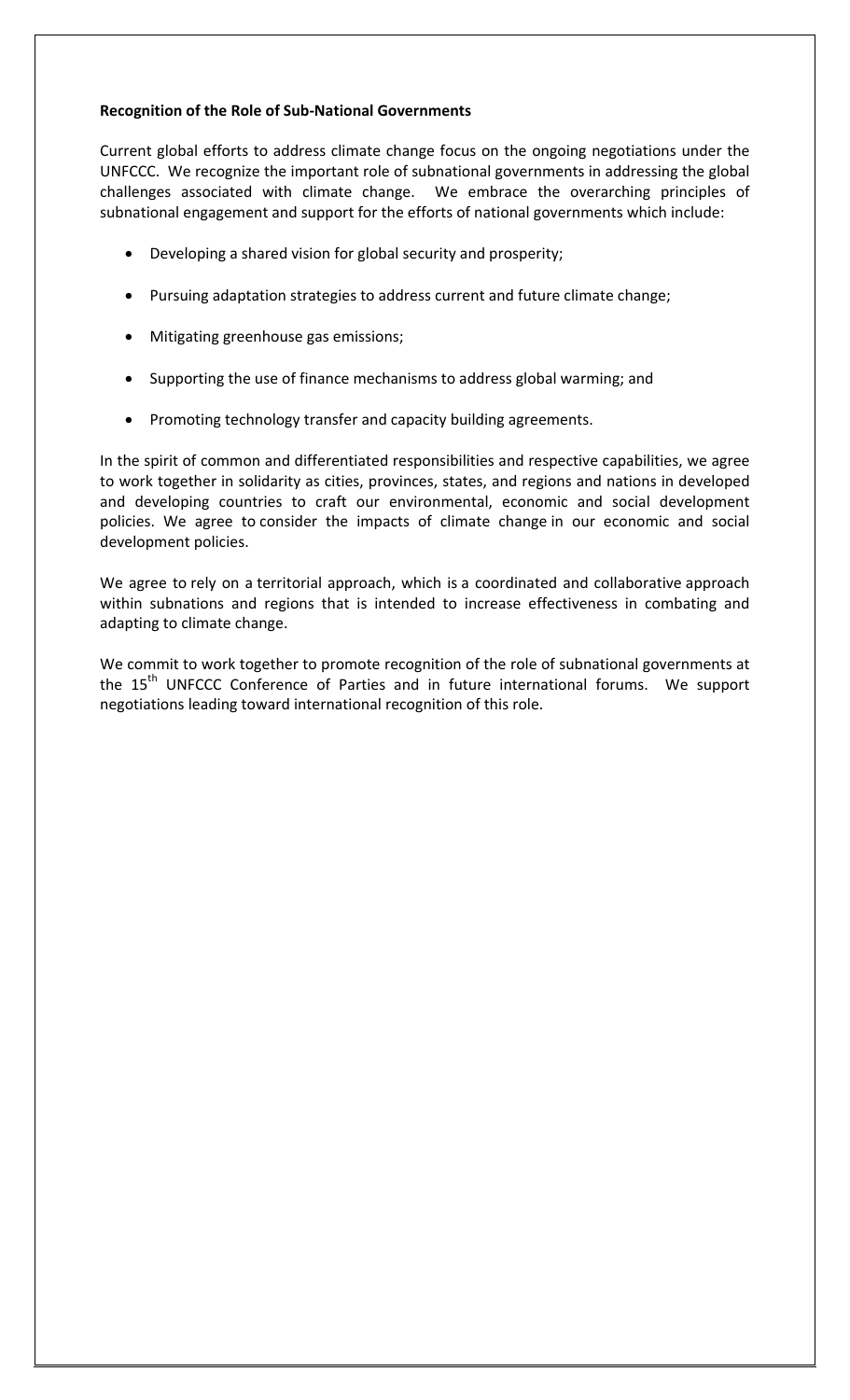**Recognition of the Role of Sub-National Governments**

Current global efforts to address climate change focus on the ongoing negotiations under the UNFCCC. We recognize the important role of subnational governments in addressing the global challenges associated with climate change. We embrace the overarching principles of subnational engagement and support for the efforts of national governments which include:

- Developing a shared vision for global security and prosperity;
- Pursuing adaptation strategies to address current and future climate change;
- Mitigating greenhouse gas emissions;
- Supporting the use of finance mechanisms to address global warming; and
- Promoting technology transfer and capacity building agreements.

In the spirit of common and differentiated responsibilities and respective capabilities, we agree to work together in solidarity as cities, provinces, states, and regions and nations in developed and developing countries to craft our environmental, economic and social development policies. We agree to consider the impacts of climate change in our economic and social development policies.

We agree to rely on a territorial approach, which is a coordinated and collaborative approach within subnations and regions that is intended to increase effectiveness in combating and adapting to climate change.

We commit to work together to promote recognition of the role of subnational governments at the 15th UNFCCC Conference of Parties and in future international forums. We support negotiations leading toward international recognition of this role.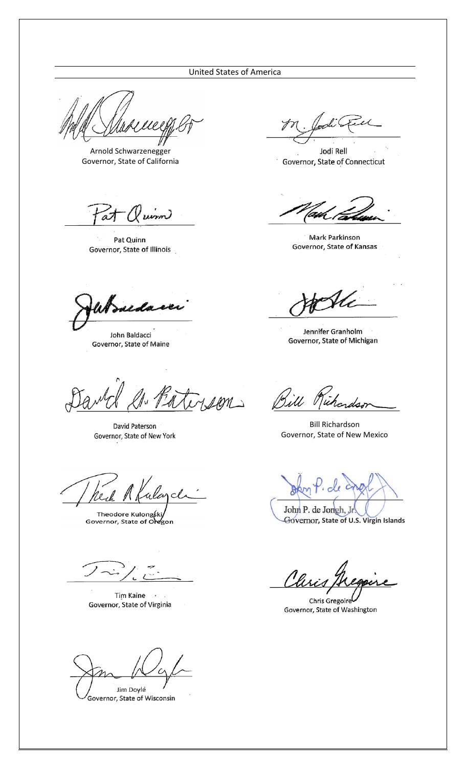United States of America

Arnold Schwarzenegger
Governor, State of California

Jodi Rell
Governor, State of Connecticut

Pat Quinn
Governor, State of Illinois

Mark Parkinson
Governor, State of Kansas

John Baldacci
Governor, State of Maine

Jennifer Granholm
Governor, State of Michigan

David Paterson
Governor, State of New York

Bill Richardson
Governor, State of New Mexico

Theodore Kulongoski
Governor, State of Oregon

John P. de Jongh, Jr.
Governor, State of U.S. Virgin Islands

Tim Kaine
Governor, State of Virginia

Chris Gregoire
Governor, State of Washington

Jim Doyle
Governor, State of Wisconsin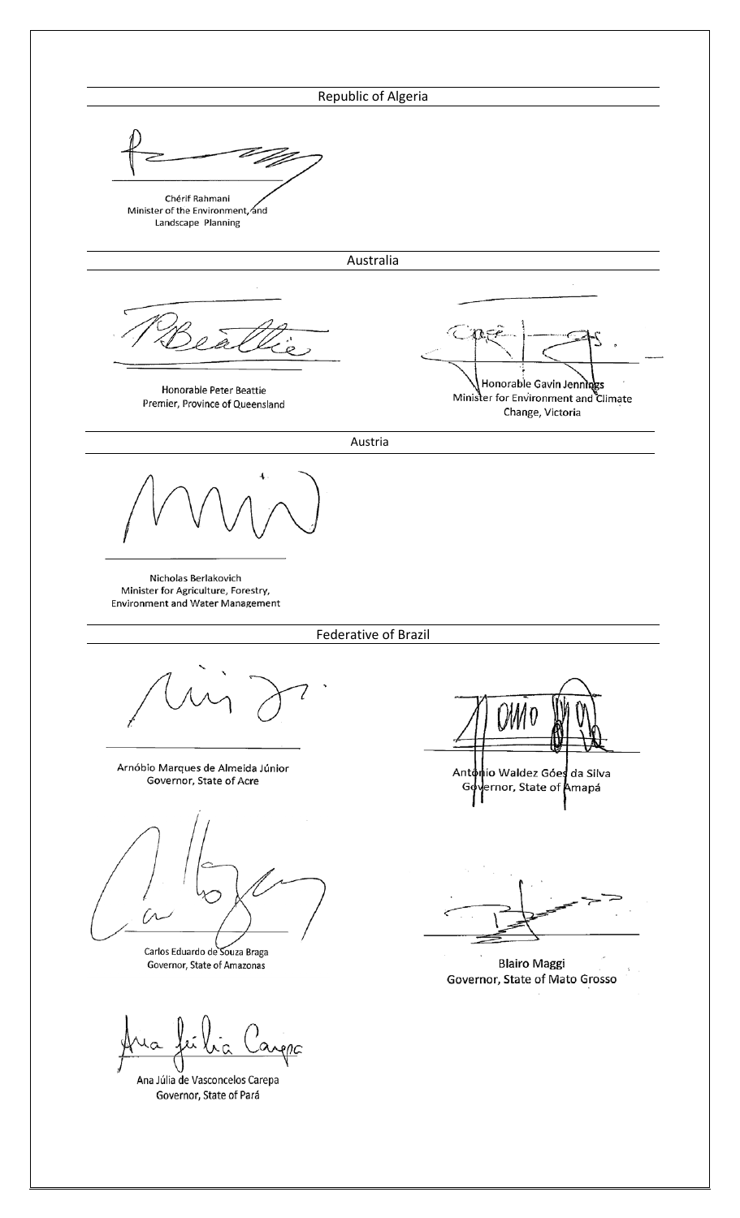## Republic of Algeria

Chérif Rahmani
Minister of the Environment, and Landscape Planning

## Australia

Honorable Peter Beattie
Premier, Province of Queensland

Honorable Gavin Jennings
Minister for Environment and Climate Change, Victoria

## Austria

Nicholas Berlakovich
Minister for Agriculture, Forestry, Environment and Water Management

## Federative of Brazil

Arnóbio Marques de Almeida Júnior
Governor, State of Acre

Antônio Waldez Góes da Silva
Governor, State of Amapá

Carlos Eduardo de Souza Braga
Governor, State of Amazonas

**Blairo Maggi**
**Governor, State of Mato Grosso**

Ana Júlia de Vasconcelos Carepa
Governor, State of Pará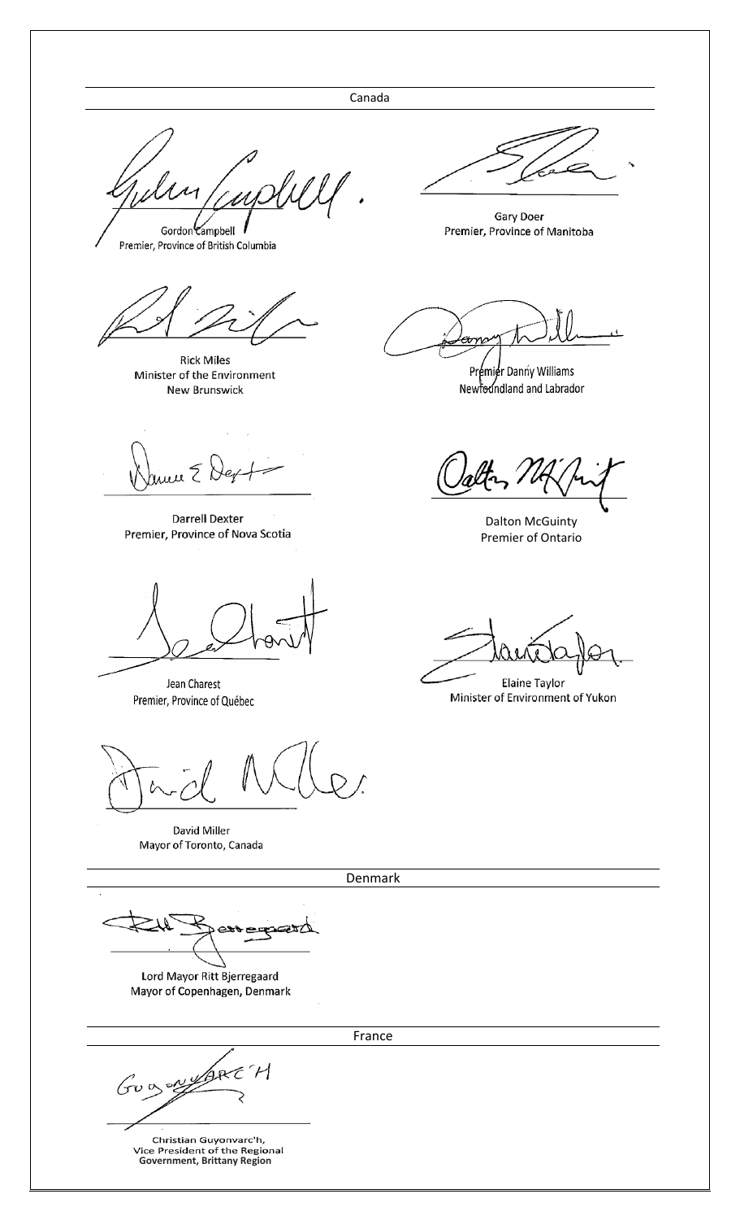## Canada

Gordon Campbell
Premier, Province of British Columbia

Gary Doer
Premier, Province of Manitoba

Rick Miles
Minister of the Environment
New Brunswick

Premier Danny Williams
Newfoundland and Labrador

Darrell Dexter
Premier, Province of Nova Scotia

Dalton McGuinty
Premier of Ontario

Jean Charest
Premier, Province of Québec

Elaine Taylor
Minister of Environment of Yukon

David Miller
Mayor of Toronto, Canada

## Denmark

Lord Mayor Ritt Bjerregaard
Mayor of Copenhagen, Denmark

## France

Christian Guyonvarc'h,
Vice President of the Regional Government, Brittany Region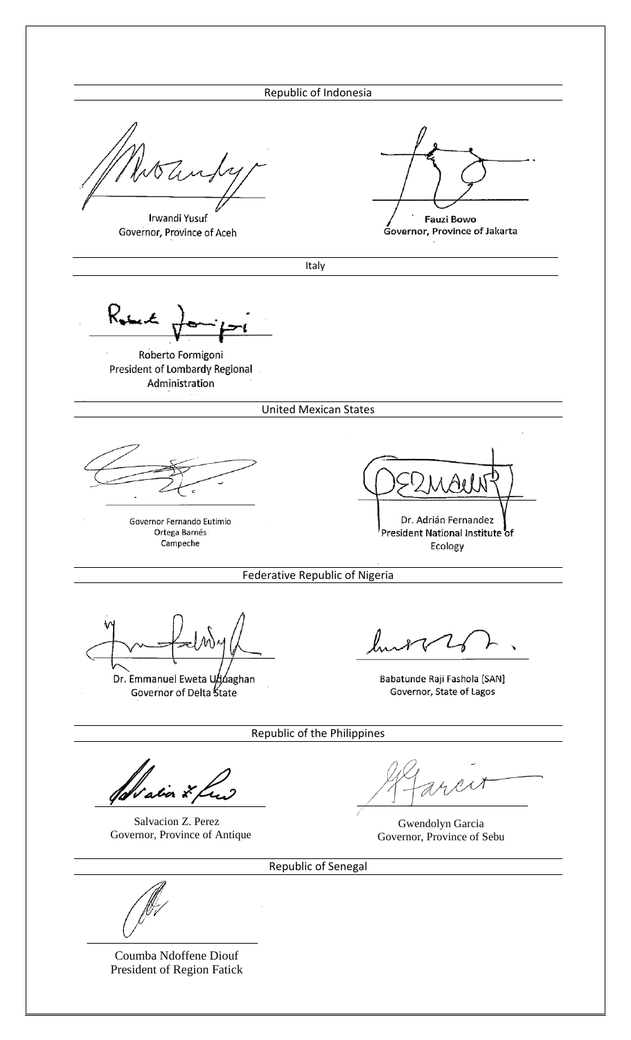Republic of Indonesia

Irwandi Yusuf
Governor, Province of Aceh

**Fauzi Bowo**
**Governor, Province of Jakarta**

Italy

Roberto Formigoni
President of Lombardy Regional Administration

United Mexican States

Governor Fernando Eutimio Ortega Barnés
Campeche

Dr. Adrián Fernandez
President National Institute of Ecology

Federative Republic of Nigeria

Dr. Emmanuel Eweta Uduaghan
Governor of Delta State

Babatunde Raji Fashola [SAN]
Governor, State of Lagos

Republic of the Philippines

Salvacion Z. Perez
Governor, Province of Antique

Gwendolyn Garcia
Governor, Province of Sebu

Republic of Senegal

Coumba Ndoffene Diouf
President of Region Fatick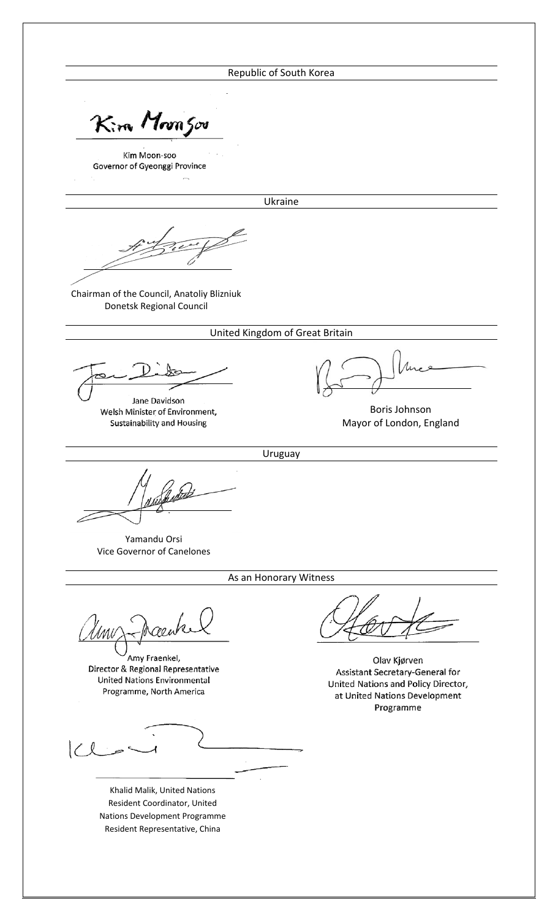Republic of South Korea

Kim Moon-soo
Governor of Gyeonggi Province

Ukraine

Chairman of the Council, Anatoliy Blizniuk
Donetsk Regional Council

United Kingdom of Great Britain

Jane Davidson
Welsh Minister of Environment, Sustainability and Housing

Boris Johnson
Mayor of London, England

Uruguay

Yamandu Orsi
Vice Governor of Canelones

As an Honorary Witness

Amy Fraenkel,
Director & Regional Representative
United Nations Environmental Programme, North America

Olav Kjørven
Assistant Secretary-General for United Nations and Policy Director, at United Nations Development Programme

Khalid Malik, United Nations Resident Coordinator, United Nations Development Programme Resident Representative, China